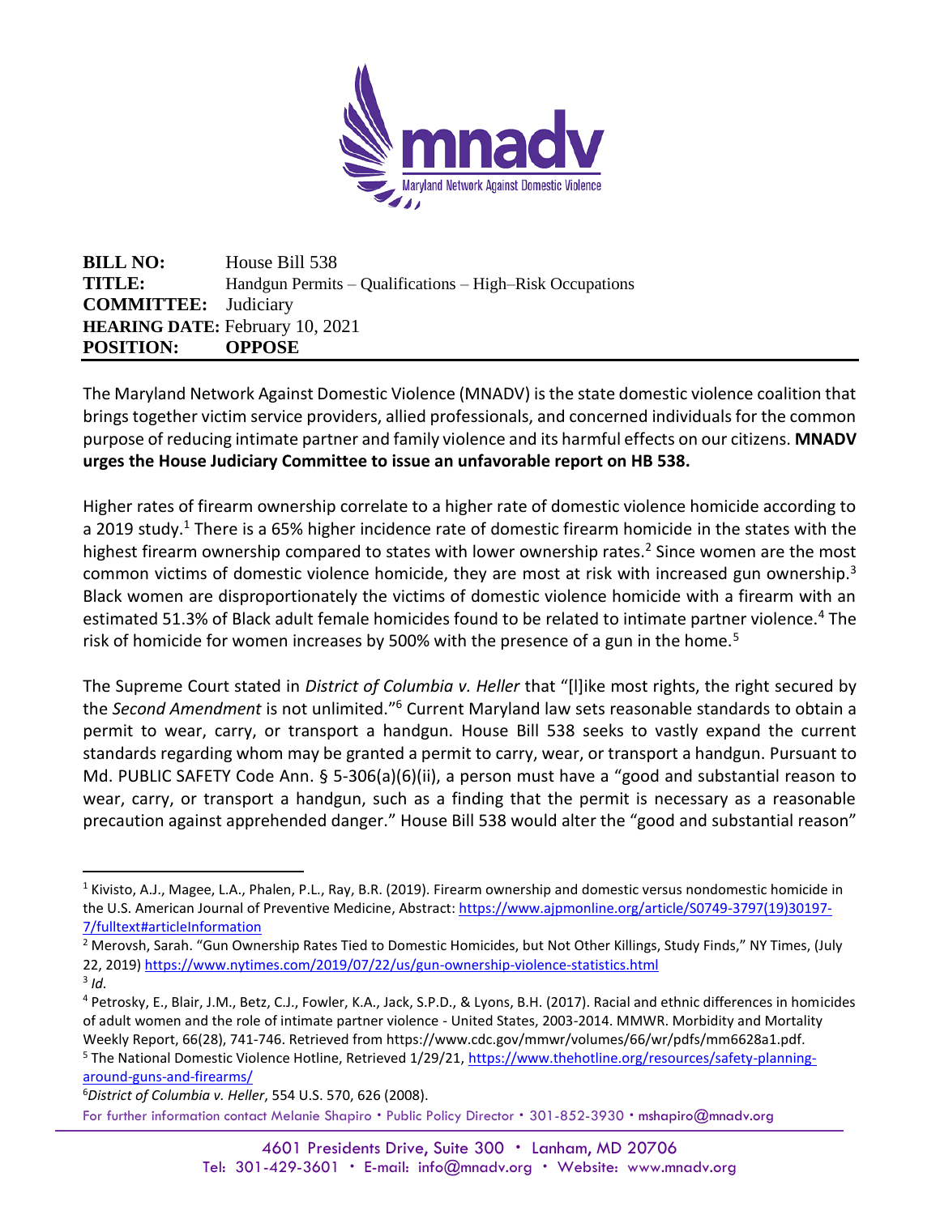| | |
|---|---|
| **BILL NO:** | House Bill 538 |
| **TITLE:** | Handgun Permits – Qualifications – High–Risk Occupations |
| **COMMITTEE:** | Judiciary |
| **HEARING DATE:** | February 10, 2021 |
| **POSITION:** | **OPPOSE** |

The Maryland Network Against Domestic Violence (MNADV) is the state domestic violence coalition that brings together victim service providers, allied professionals, and concerned individuals for the common purpose of reducing intimate partner and family violence and its harmful effects on our citizens. **MNADV urges the House Judiciary Committee to issue an unfavorable report on HB 538.**

Higher rates of firearm ownership correlate to a higher rate of domestic violence homicide according to a 2019 study.[1] There is a 65% higher incidence rate of domestic firearm homicide in the states with the highest firearm ownership compared to states with lower ownership rates.[2] Since women are the most common victims of domestic violence homicide, they are most at risk with increased gun ownership.[3] Black women are disproportionately the victims of domestic violence homicide with a firearm with an estimated 51.3% of Black adult female homicides found to be related to intimate partner violence.[4] The risk of homicide for women increases by 500% with the presence of a gun in the home.[5]

The Supreme Court stated in *District of Columbia v. Heller* that "[l]ike most rights, the right secured by the *Second Amendment* is not unlimited."[6] Current Maryland law sets reasonable standards to obtain a permit to wear, carry, or transport a handgun. House Bill 538 seeks to vastly expand the current standards regarding whom may be granted a permit to carry, wear, or transport a handgun. Pursuant to Md. PUBLIC SAFETY Code Ann. § 5-306(a)(6)(ii), a person must have a "good and substantial reason to wear, carry, or transport a handgun, such as a finding that the permit is necessary as a reasonable precaution against apprehended danger." House Bill 538 would alter the "good and substantial reason"

---

[1] Kivisto, A.J., Magee, L.A., Phalen, P.L., Ray, B.R. (2019). Firearm ownership and domestic versus nondomestic homicide in the U.S. American Journal of Preventive Medicine, Abstract: https://www.ajpmonline.org/article/S0749-3797(19)30197-7/fulltext#articleInformation

[2] Merovsh, Sarah. "Gun Ownership Rates Tied to Domestic Homicides, but Not Other Killings, Study Finds," NY Times, (July 22, 2019) https://www.nytimes.com/2019/07/22/us/gun-ownership-violence-statistics.html

[3] *Id.*

[4] Petrosky, E., Blair, J.M., Betz, C.J., Fowler, K.A., Jack, S.P.D., & Lyons, B.H. (2017). Racial and ethnic differences in homicides of adult women and the role of intimate partner violence - United States, 2003-2014. MMWR. Morbidity and Mortality Weekly Report, 66(28), 741-746. Retrieved from https://www.cdc.gov/mmwr/volumes/66/wr/pdfs/mm6628a1.pdf.

[5] The National Domestic Violence Hotline, Retrieved 1/29/21, https://www.thehotline.org/resources/safety-planning-around-guns-and-firearms/

[6] *District of Columbia v. Heller*, 554 U.S. 570, 626 (2008).

For further information contact Melanie Shapiro • Public Policy Director • 301-852-3930 • mshapiro@mnadv.org

4601 Presidents Drive, Suite 300 • Lanham, MD 20706
Tel: 301-429-3601 • E-mail: info@mnadv.org • Website: www.mnadv.org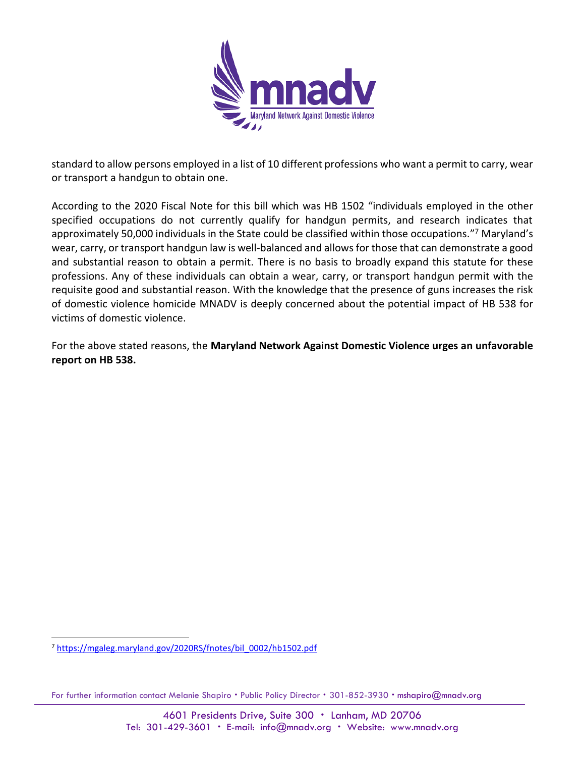standard to allow persons employed in a list of 10 different professions who want a permit to carry, wear or transport a handgun to obtain one.

According to the 2020 Fiscal Note for this bill which was HB 1502 "individuals employed in the other specified occupations do not currently qualify for handgun permits, and research indicates that approximately 50,000 individuals in the State could be classified within those occupations."[7] Maryland's wear, carry, or transport handgun law is well-balanced and allows for those that can demonstrate a good and substantial reason to obtain a permit. There is no basis to broadly expand this statute for these professions. Any of these individuals can obtain a wear, carry, or transport handgun permit with the requisite good and substantial reason. With the knowledge that the presence of guns increases the risk of domestic violence homicide MNADV is deeply concerned about the potential impact of HB 538 for victims of domestic violence.

For the above stated reasons, the **Maryland Network Against Domestic Violence urges an unfavorable report on HB 538.**

[7] https://mgaleg.maryland.gov/2020RS/fnotes/bil_0002/hb1502.pdf

For further information contact Melanie Shapiro • Public Policy Director • 301-852-3930 • mshapiro@mnadv.org

4601 Presidents Drive, Suite 300 • Lanham, MD 20706
Tel: 301-429-3601 • E-mail: info@mnadv.org • Website: www.mnadv.org